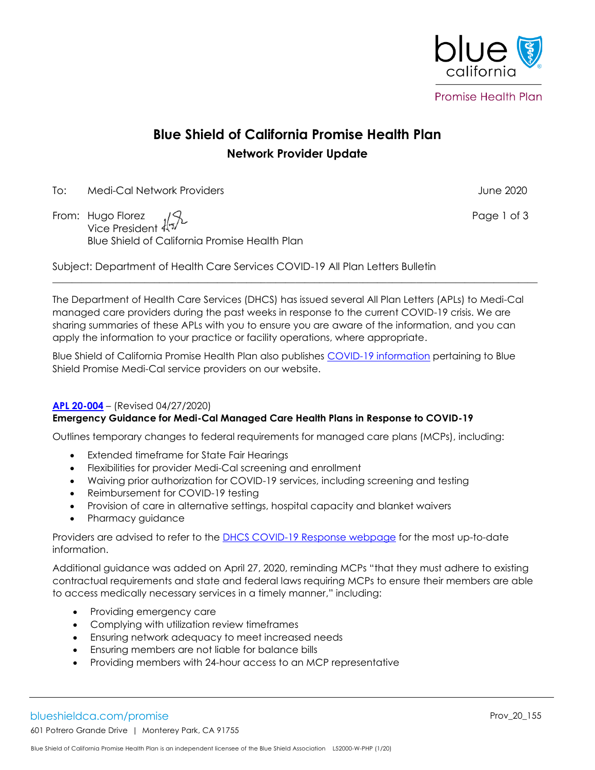# Blue Shield of California Promise Health Plan

## Network Provider Update

To: Medi-Cal Network Providers

June 2020

From: Hugo Florez
Vice President
Blue Shield of California Promise Health Plan

Subject: Department of Health Care Services COVID-19 All Plan Letters Bulletin

---

The Department of Health Care Services (DHCS) has issued several All Plan Letters (APLs) to Medi-Cal managed care providers during the past weeks in response to the current COVID-19 crisis. We are sharing summaries of these APLs with you to ensure you are aware of the information, and you can apply the information to your practice or facility operations, where appropriate.

Blue Shield of California Promise Health Plan also publishes COVID-19 information pertaining to Blue Shield Promise Medi-Cal service providers on our website.

**APL 20-004** – (Revised 04/27/2020)
**Emergency Guidance for Medi-Cal Managed Care Health Plans in Response to COVID-19**

Outlines temporary changes to federal requirements for managed care plans (MCPs), including:

- Extended timeframe for State Fair Hearings
- Flexibilities for provider Medi-Cal screening and enrollment
- Waiving prior authorization for COVID-19 services, including screening and testing
- Reimbursement for COVID-19 testing
- Provision of care in alternative settings, hospital capacity and blanket waivers
- Pharmacy guidance

Providers are advised to refer to the DHCS COVID-19 Response webpage for the most up-to-date information.

Additional guidance was added on April 27, 2020, reminding MCPs "that they must adhere to existing contractual requirements and state and federal laws requiring MCPs to ensure their members are able to access medically necessary services in a timely manner," including:

- Providing emergency care
- Complying with utilization review timeframes
- Ensuring network adequacy to meet increased needs
- Ensuring members are not liable for balance bills
- Providing members with 24-hour access to an MCP representative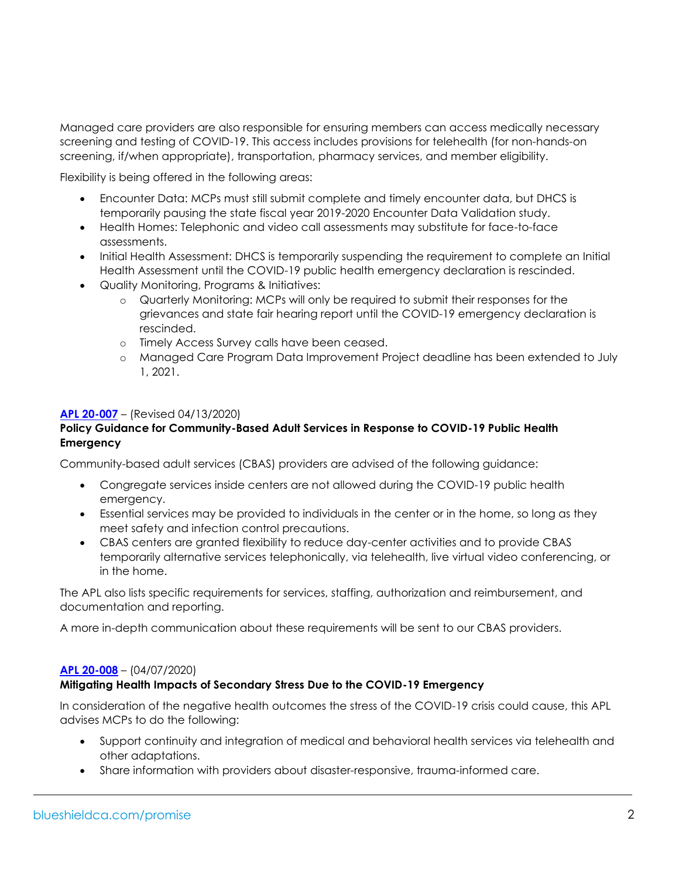Managed care providers are also responsible for ensuring members can access medically necessary screening and testing of COVID-19. This access includes provisions for telehealth (for non-hands-on screening, if/when appropriate), transportation, pharmacy services, and member eligibility.

Flexibility is being offered in the following areas:

- Encounter Data: MCPs must still submit complete and timely encounter data, but DHCS is temporarily pausing the state fiscal year 2019-2020 Encounter Data Validation study.
- Health Homes: Telephonic and video call assessments may substitute for face-to-face assessments.
- Initial Health Assessment: DHCS is temporarily suspending the requirement to complete an Initial Health Assessment until the COVID-19 public health emergency declaration is rescinded.
- Quality Monitoring, Programs & Initiatives:
  - Quarterly Monitoring: MCPs will only be required to submit their responses for the grievances and state fair hearing report until the COVID-19 emergency declaration is rescinded.
  - Timely Access Survey calls have been ceased.
  - Managed Care Program Data Improvement Project deadline has been extended to July 1, 2021.

**APL 20-007** – (Revised 04/13/2020)
**Policy Guidance for Community-Based Adult Services in Response to COVID-19 Public Health Emergency**

Community-based adult services (CBAS) providers are advised of the following guidance:

- Congregate services inside centers are not allowed during the COVID-19 public health emergency.
- Essential services may be provided to individuals in the center or in the home, so long as they meet safety and infection control precautions.
- CBAS centers are granted flexibility to reduce day-center activities and to provide CBAS temporarily alternative services telephonically, via telehealth, live virtual video conferencing, or in the home.

The APL also lists specific requirements for services, staffing, authorization and reimbursement, and documentation and reporting.

A more in-depth communication about these requirements will be sent to our CBAS providers.

**APL 20-008** – (04/07/2020)
**Mitigating Health Impacts of Secondary Stress Due to the COVID-19 Emergency**

In consideration of the negative health outcomes the stress of the COVID-19 crisis could cause, this APL advises MCPs to do the following:

- Support continuity and integration of medical and behavioral health services via telehealth and other adaptations.
- Share information with providers about disaster-responsive, trauma-informed care.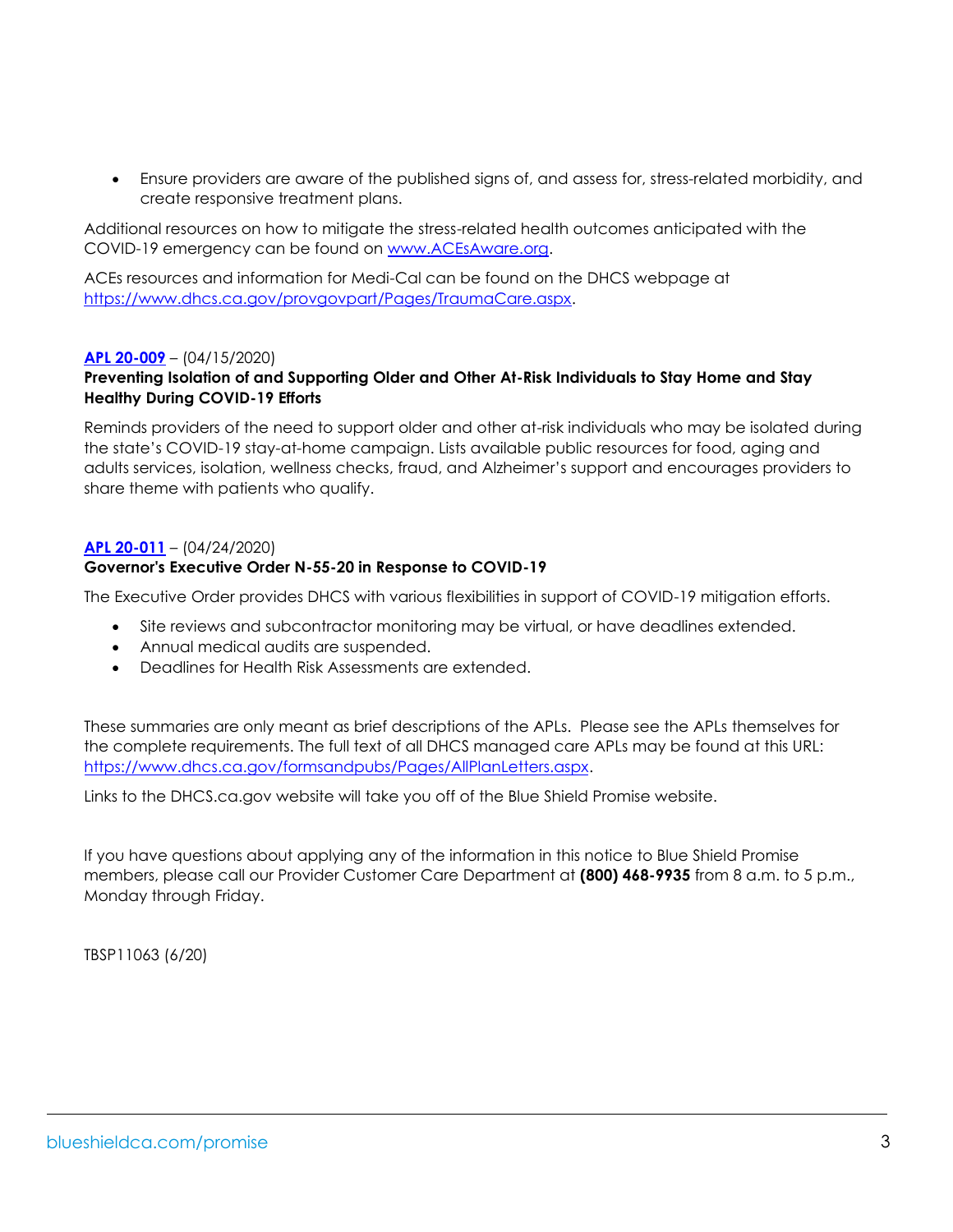- Ensure providers are aware of the published signs of, and assess for, stress-related morbidity, and create responsive treatment plans.

Additional resources on how to mitigate the stress-related health outcomes anticipated with the COVID-19 emergency can be found on [www.ACEsAware.org](http://www.ACEsAware.org).

ACEs resources and information for Medi-Cal can be found on the DHCS webpage at [https://www.dhcs.ca.gov/provgovpart/Pages/TraumaCare.aspx](https://www.dhcs.ca.gov/provgovpart/Pages/TraumaCare.aspx).

**APL 20-009** – (04/15/2020)
**Preventing Isolation of and Supporting Older and Other At-Risk Individuals to Stay Home and Stay Healthy During COVID-19 Efforts**

Reminds providers of the need to support older and other at-risk individuals who may be isolated during the state's COVID-19 stay-at-home campaign. Lists available public resources for food, aging and adults services, isolation, wellness checks, fraud, and Alzheimer's support and encourages providers to share theme with patients who qualify.

**APL 20-011** – (04/24/2020)
**Governor's Executive Order N-55-20 in Response to COVID-19**

The Executive Order provides DHCS with various flexibilities in support of COVID-19 mitigation efforts.

- Site reviews and subcontractor monitoring may be virtual, or have deadlines extended.
- Annual medical audits are suspended.
- Deadlines for Health Risk Assessments are extended.

These summaries are only meant as brief descriptions of the APLs. Please see the APLs themselves for the complete requirements. The full text of all DHCS managed care APLs may be found at this URL: [https://www.dhcs.ca.gov/formsandpubs/Pages/AllPlanLetters.aspx](https://www.dhcs.ca.gov/formsandpubs/Pages/AllPlanLetters.aspx).

Links to the DHCS.ca.gov website will take you off of the Blue Shield Promise website.

If you have questions about applying any of the information in this notice to Blue Shield Promise members, please call our Provider Customer Care Department at **(800) 468-9935** from 8 a.m. to 5 p.m., Monday through Friday.

TBSP11063 (6/20)